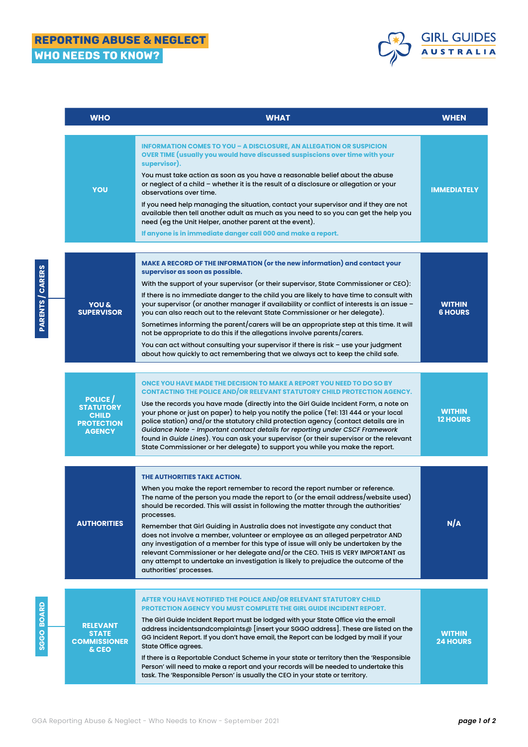# REPORTING ABUSE & NEGLECT
## WHO NEEDS TO KNOW?

GIRL GUIDES AUSTRALIA

| WHO | WHAT | WHEN |
|---|---|---|
| **YOU** | **INFORMATION COMES TO YOU – A DISCLOSURE, AN ALLEGATION OR SUSPICION OVER TIME (usually you would have discussed suspicions over time with your supervisor).**<br><br>You must take action as soon as you have a reasonable belief about the abuse or neglect of a child – whether it is the result of a disclosure or allegation or your observations over time.<br><br>If you need help managing the situation, contact your supervisor and if they are not available then tell another adult as much as you need to so you can get the help you need (eg the Unit Helper, another parent at the event).<br><br>**If anyone is in immediate danger call 000 and make a report.** | **IMMEDIATELY** |
| **YOU & SUPERVISOR** | **MAKE A RECORD OF THE INFORMATION (or the new information) and contact your supervisor as soon as possible.**<br><br>With the support of your supervisor (or their supervisor, State Commissioner or CEO):<br><br>If there is no immediate danger to the child you are likely to have time to consult with your supervisor (or another manager if availability or conflict of interests is an issue – you can also reach out to the relevant State Commissioner or her delegate).<br><br>Sometimes informing the parent/carers will be an appropriate step at this time. It will not be appropriate to do this if the allegations involve parents/carers.<br><br>You can act without consulting your supervisor if there is risk – use your judgment about how quickly to act remembering that we always act to keep the child safe. | **WITHIN 6 HOURS** |
| **POLICE / STATUTORY CHILD PROTECTION AGENCY** | **ONCE YOU HAVE MADE THE DECISION TO MAKE A REPORT YOU NEED TO DO SO BY CONTACTING THE POLICE AND/OR RELEVANT STATUTORY CHILD PROTECTION AGENCY.**<br><br>Use the records you have made (directly into the Girl Guide Incident Form, a note on your phone or just on paper) to help you notify the police (Tel: 131 444 or your local police station) and/or the statutory child protection agency (contact details are in *Guidance Note - Important contact details for reporting under CSCF Framework* found in *Guide Lines*). You can ask your supervisor (or their supervisor or the relevant State Commissioner or her delegate) to support you while you make the report. | **WITHIN 12 HOURS** |
| **AUTHORITIES** | **THE AUTHORITIES TAKE ACTION.**<br><br>When you make the report remember to record the report number or reference. The name of the person you made the report to (or the email address/website used) should be recorded. This will assist in following the matter through the authorities' processes.<br><br>Remember that Girl Guiding in Australia does not investigate any conduct that does not involve a member, volunteer or employee as an alleged perpetrator AND any investigation of a member for this type of issue will only be undertaken by the relevant Commissioner or her delegate and/or the CEO. THIS IS VERY IMPORTANT as any attempt to undertake an investigation is likely to prejudice the outcome of the authorities' processes. | **N/A** |
| **RELEVANT STATE COMMISSIONER & CEO** | **AFTER YOU HAVE NOTIFIED THE POLICE AND/OR RELEVANT STATUTORY CHILD PROTECTION AGENCY YOU MUST COMPLETE THE GIRL GUIDE INCIDENT REPORT.**<br><br>The Girl Guide Incident Report must be lodged with your State Office via the email address incidentsandcomplaints@ [insert your SGGO address]. These are listed on the GG Incident Report. If you don't have email, the Report can be lodged by mail if your State Office agrees.<br><br>If there is a Reportable Conduct Scheme in your state or territory then the 'Responsible Person' will need to make a report and your records will be needed to undertake this task. The 'Responsible Person' is usually the CEO in your state or territory. | **WITHIN 24 HOURS** |

PARENTS / CARERS

SGGO BOARD

GGA Reporting Abuse & Neglect - Who Needs to Know - September 2021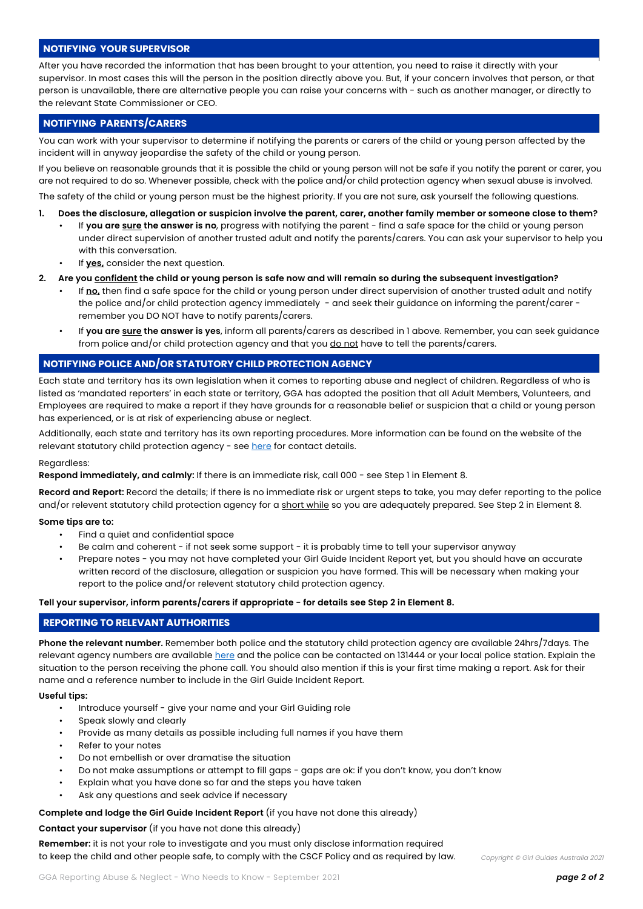## NOTIFYING YOUR SUPERVISOR

After you have recorded the information that has been brought to your attention, you need to raise it directly with your supervisor. In most cases this will the person in the position directly above you. But, if your concern involves that person, or that person is unavailable, there are alternative people you can raise your concerns with - such as another manager, or directly to the relevant State Commissioner or CEO.

## NOTIFYING PARENTS/CARERS

You can work with your supervisor to determine if notifying the parents or carers of the child or young person affected by the incident will in anyway jeopardise the safety of the child or young person.

If you believe on reasonable grounds that it is possible the child or young person will not be safe if you notify the parent or carer, you are not required to do so. Whenever possible, check with the police and/or child protection agency when sexual abuse is involved.

The safety of the child or young person must be the highest priority. If you are not sure, ask yourself the following questions.

1. **Does the disclosure, allegation or suspicion involve the parent, carer, another family member or someone close to them?**
   - If **you are <u>sure</u> the answer is no**, progress with notifying the parent - find a safe space for the child or young person under direct supervision of another trusted adult and notify the parents/carers. You can ask your supervisor to help you with this conversation.
   - If **<u>yes,</u>** consider the next question.
2. **Are you <u>confident</u> the child or young person is safe now and will remain so during the subsequent investigation?**
   - If **<u>no,</u>** then find a safe space for the child or young person under direct supervision of another trusted adult and notify the police and/or child protection agency immediately - and seek their guidance on informing the parent/carer - remember you DO NOT have to notify parents/carers.
   - If **you are <u>sure</u> the answer is yes**, inform all parents/carers as described in 1 above. Remember, you can seek guidance from police and/or child protection agency and that you <u>do not</u> have to tell the parents/carers.

## NOTIFYING POLICE AND/OR STATUTORY CHILD PROTECTION AGENCY

Each state and territory has its own legislation when it comes to reporting abuse and neglect of children. Regardless of who is listed as 'mandated reporters' in each state or territory, GGA has adopted the position that all Adult Members, Volunteers, and Employees are required to make a report if they have grounds for a reasonable belief or suspicion that a child or young person has experienced, or is at risk of experiencing abuse or neglect.

Additionally, each state and territory has its own reporting procedures. More information can be found on the website of the relevant statutory child protection agency - see here for contact details.

Regardless:

**Respond immediately, and calmly:** If there is an immediate risk, call 000 - see Step 1 in Element 8.

**Record and Report:** Record the details; if there is no immediate risk or urgent steps to take, you may defer reporting to the police and/or relevent statutory child protection agency for a <u>short while</u> so you are adequately prepared. See Step 2 in Element 8.

**Some tips are to:**

- Find a quiet and confidential space
- Be calm and coherent - if not seek some support - it is probably time to tell your supervisor anyway
- Prepare notes - you may not have completed your Girl Guide Incident Report yet, but you should have an accurate written record of the disclosure, allegation or suspicion you have formed. This will be necessary when making your report to the police and/or relevent statutory child protection agency.

**Tell your supervisor, inform parents/carers if appropriate - for details see Step 2 in Element 8.**

## REPORTING TO RELEVANT AUTHORITIES

**Phone the relevant number.** Remember both police and the statutory child protection agency are available 24hrs/7days. The relevant agency numbers are available here and the police can be contacted on 131444 or your local police station. Explain the situation to the person receiving the phone call. You should also mention if this is your first time making a report. Ask for their name and a reference number to include in the Girl Guide Incident Report.

**Useful tips:**

- Introduce yourself - give your name and your Girl Guiding role
- Speak slowly and clearly
- Provide as many details as possible including full names if you have them
- Refer to your notes
- Do not embellish or over dramatise the situation
- Do not make assumptions or attempt to fill gaps - gaps are ok: if you don't know, you don't know
- Explain what you have done so far and the steps you have taken
- Ask any questions and seek advice if necessary

**Complete and lodge the Girl Guide Incident Report** (if you have not done this already)

**Contact your supervisor** (if you have not done this already)

**Remember:** it is not your role to investigate and you must only disclose information required to keep the child and other people safe, to comply with the CSCF Policy and as required by law.

*Copyright © Girl Guides Australia 2021*